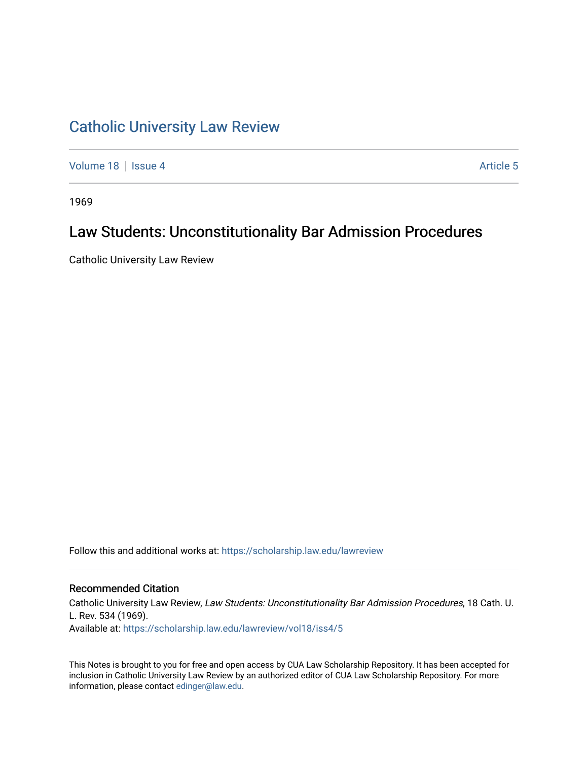# Catholic University Law Review

Volume 18 | Issue 4 | Article 5

1969

## Law Students: Unconstitutionality Bar Admission Procedures

Catholic University Law Review

Follow this and additional works at: https://scholarship.law.edu/lawreview

### Recommended Citation

Catholic University Law Review, *Law Students: Unconstitutionality Bar Admission Procedures*, 18 Cath. U. L. Rev. 534 (1969).
Available at: https://scholarship.law.edu/lawreview/vol18/iss4/5

This Notes is brought to you for free and open access by CUA Law Scholarship Repository. It has been accepted for inclusion in Catholic University Law Review by an authorized editor of CUA Law Scholarship Repository. For more information, please contact edinger@law.edu.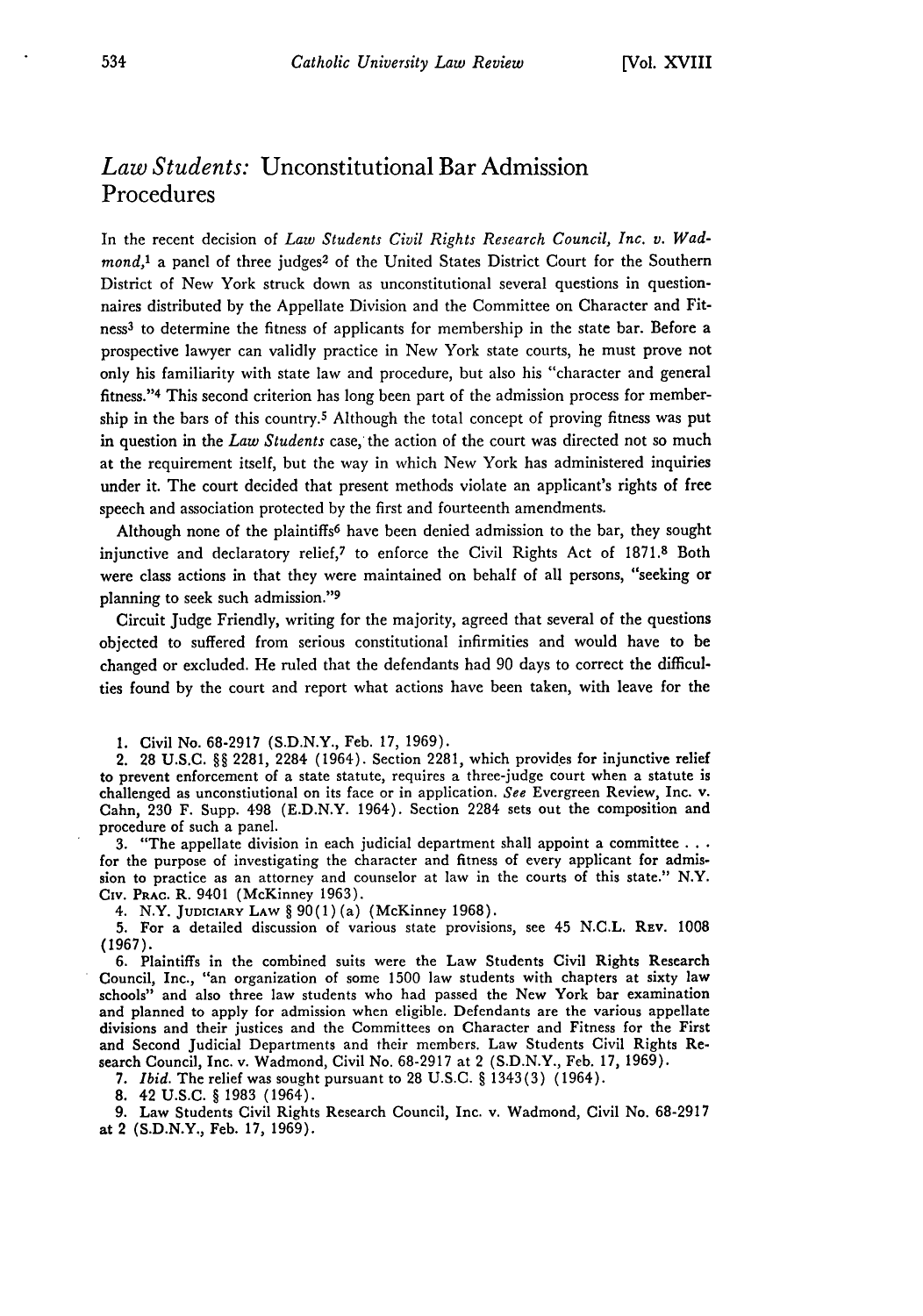## *Law Students:* Unconstitutional Bar Admission Procedures

In the recent decision of *Law Students Civil Rights Research Council, Inc. v. Wadmond,*[1] a panel of three judges[2] of the United States District Court for the Southern District of New York struck down as unconstitutional several questions in questionnaires distributed by the Appellate Division and the Committee on Character and Fitness[3] to determine the fitness of applicants for membership in the state bar. Before a prospective lawyer can validly practice in New York state courts, he must prove not only his familiarity with state law and procedure, but also his "character and general fitness."[4] This second criterion has long been part of the admission process for membership in the bars of this country.[5] Although the total concept of proving fitness was put in question in the *Law Students* case, the action of the court was directed not so much at the requirement itself, but the way in which New York has administered inquiries under it. The court decided that present methods violate an applicant's rights of free speech and association protected by the first and fourteenth amendments.

Although none of the plaintiffs[6] have been denied admission to the bar, they sought injunctive and declaratory relief,[7] to enforce the Civil Rights Act of 1871.[8] Both were class actions in that they were maintained on behalf of all persons, "seeking or planning to seek such admission."[9]

Circuit Judge Friendly, writing for the majority, agreed that several of the questions objected to suffered from serious constitutional infirmities and would have to be changed or excluded. He ruled that the defendants had 90 days to correct the difficulties found by the court and report what actions have been taken, with leave for the

1. Civil No. 68-2917 (S.D.N.Y., Feb. 17, 1969).

2. 28 U.S.C. §§ 2281, 2284 (1964). Section 2281, which provides for injunctive relief to prevent enforcement of a state statute, requires a three-judge court when a statute is challenged as unconstiutional on its face or in application. *See* Evergreen Review, Inc. v. Cahn, 230 F. Supp. 498 (E.D.N.Y. 1964). Section 2284 sets out the composition and procedure of such a panel.

3. "The appellate division in each judicial department shall appoint a committee . . . for the purpose of investigating the character and fitness of every applicant for admission to practice as an attorney and counselor at law in the courts of this state." N.Y. Civ. Prac. R. 9401 (McKinney 1963).

4. N.Y. Judiciary Law § 90(1)(a) (McKinney 1968).

5. For a detailed discussion of various state provisions, see 45 N.C.L. Rev. 1008 (1967).

6. Plaintiffs in the combined suits were the Law Students Civil Rights Research Council, Inc., "an organization of some 1500 law students with chapters at sixty law schools" and also three law students who had passed the New York bar examination and planned to apply for admission when eligible. Defendants are the various appellate divisions and their justices and the Committees on Character and Fitness for the First and Second Judicial Departments and their members. Law Students Civil Rights Research Council, Inc. v. Wadmond, Civil No. 68-2917 at 2 (S.D.N.Y., Feb. 17, 1969).

7. *Ibid.* The relief was sought pursuant to 28 U.S.C. § 1343(3) (1964).

8. 42 U.S.C. § 1983 (1964).

9. Law Students Civil Rights Research Council, Inc. v. Wadmond, Civil No. 68-2917 at 2 (S.D.N.Y., Feb. 17, 1969).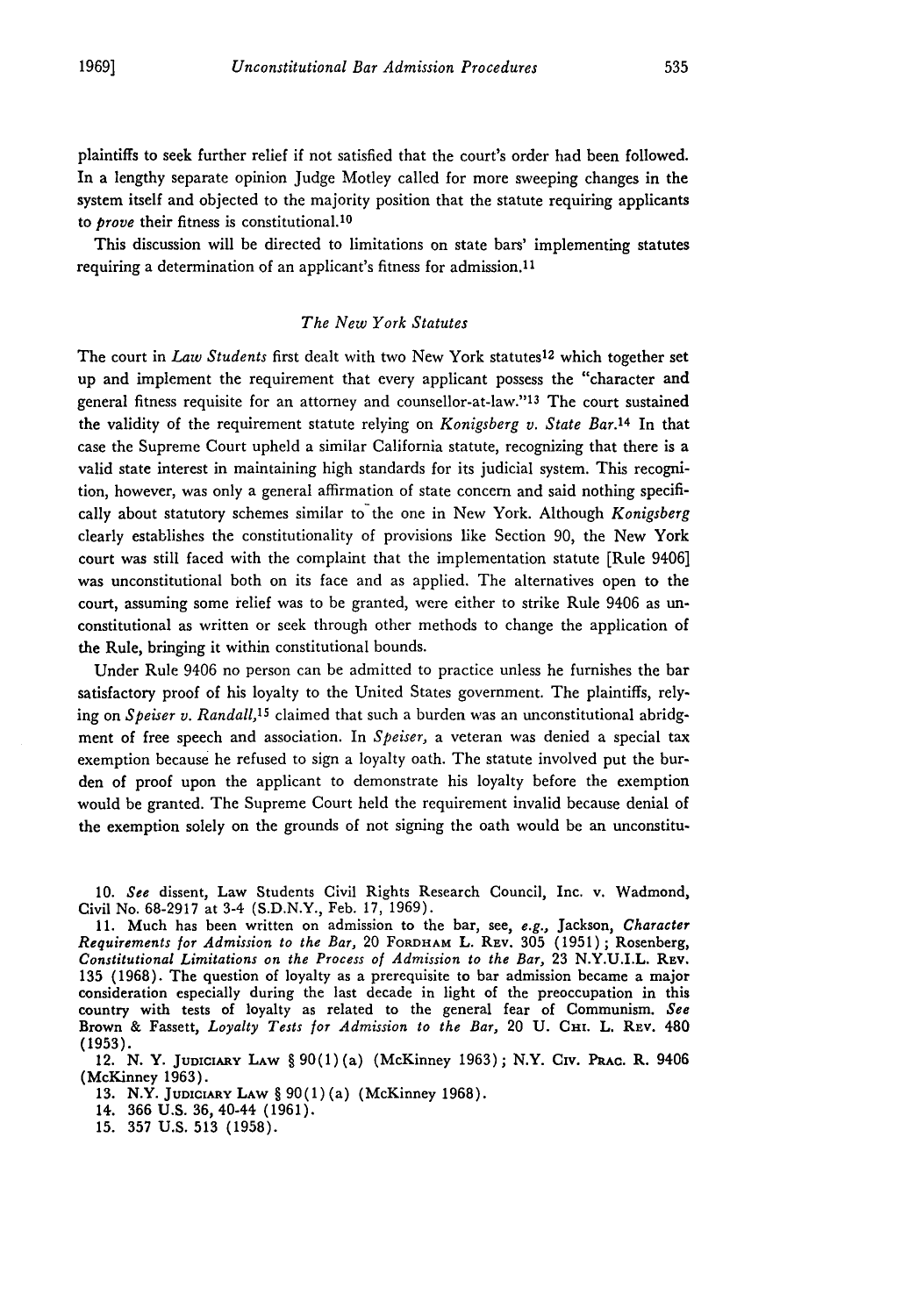plaintiffs to seek further relief if not satisfied that the court's order had been followed. In a lengthy separate opinion Judge Motley called for more sweeping changes in the system itself and objected to the majority position that the statute requiring applicants to *prove* their fitness is constitutional.[10]

This discussion will be directed to limitations on state bars' implementing statutes requiring a determination of an applicant's fitness for admission.[11]

### *The New York Statutes*

The court in *Law Students* first dealt with two New York statutes[12] which together set up and implement the requirement that every applicant possess the "character and general fitness requisite for an attorney and counsellor-at-law."[13] The court sustained the validity of the requirement statute relying on *Konigsberg v. State Bar*.[14] In that case the Supreme Court upheld a similar California statute, recognizing that there is a valid state interest in maintaining high standards for its judicial system. This recognition, however, was only a general affirmation of state concern and said nothing specifically about statutory schemes similar to the one in New York. Although *Konigsberg* clearly establishes the constitutionality of provisions like Section 90, the New York court was still faced with the complaint that the implementation statute [Rule 9406] was unconstitutional both on its face and as applied. The alternatives open to the court, assuming some relief was to be granted, were either to strike Rule 9406 as unconstitutional as written or seek through other methods to change the application of the Rule, bringing it within constitutional bounds.

Under Rule 9406 no person can be admitted to practice unless he furnishes the bar satisfactory proof of his loyalty to the United States government. The plaintiffs, relying on *Speiser v. Randall*,[15] claimed that such a burden was an unconstitutional abridgment of free speech and association. In *Speiser*, a veteran was denied a special tax exemption because he refused to sign a loyalty oath. The statute involved put the burden of proof upon the applicant to demonstrate his loyalty before the exemption would be granted. The Supreme Court held the requirement invalid because denial of the exemption solely on the grounds of not signing the oath would be an unconstitu-

---

10. *See* dissent, Law Students Civil Rights Research Council, Inc. v. Wadmond, Civil No. 68-2917 at 3-4 (S.D.N.Y., Feb. 17, 1969).

11. Much has been written on admission to the bar, see, *e.g.*, Jackson, *Character Requirements for Admission to the Bar*, 20 FORDHAM L. REV. 305 (1951); Rosenberg, *Constitutional Limitations on the Process of Admission to the Bar*, 23 N.Y.U.I.L. REV. 135 (1968). The question of loyalty as a prerequisite to bar admission became a major consideration especially during the last decade in light of the preoccupation in this country with tests of loyalty as related to the general fear of Communism. *See* Brown & Fassett, *Loyalty Tests for Admission to the Bar*, 20 U. CHI. L. REV. 480 (1953).

12. N. Y. JUDICIARY LAW § 90(1)(a) (McKinney 1963); N.Y. CIV. PRAC. R. 9406 (McKinney 1963).

13. N.Y. JUDICIARY LAW § 90(1)(a) (McKinney 1968).

14. 366 U.S. 36, 40-44 (1961).

15. 357 U.S. 513 (1958).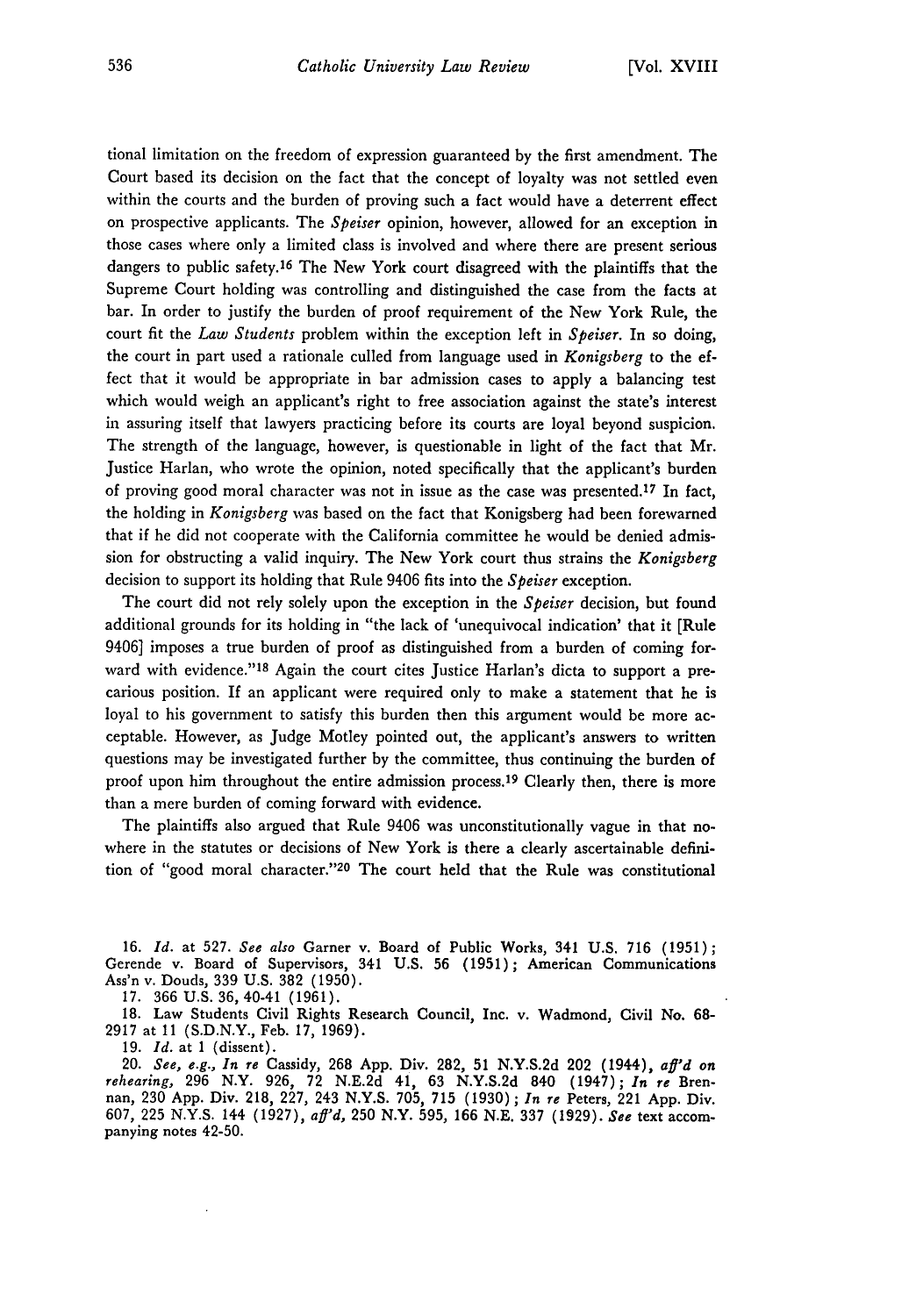tional limitation on the freedom of expression guaranteed by the first amendment. The Court based its decision on the fact that the concept of loyalty was not settled even within the courts and the burden of proving such a fact would have a deterrent effect on prospective applicants. The *Speiser* opinion, however, allowed for an exception in those cases where only a limited class is involved and where there are present serious dangers to public safety.[16] The New York court disagreed with the plaintiffs that the Supreme Court holding was controlling and distinguished the case from the facts at bar. In order to justify the burden of proof requirement of the New York Rule, the court fit the *Law Students* problem within the exception left in *Speiser*. In so doing, the court in part used a rationale culled from language used in *Konigsberg* to the effect that it would be appropriate in bar admission cases to apply a balancing test which would weigh an applicant's right to free association against the state's interest in assuring itself that lawyers practicing before its courts are loyal beyond suspicion. The strength of the language, however, is questionable in light of the fact that Mr. Justice Harlan, who wrote the opinion, noted specifically that the applicant's burden of proving good moral character was not in issue as the case was presented.[17] In fact, the holding in *Konigsberg* was based on the fact that Konigsberg had been forewarned that if he did not cooperate with the California committee he would be denied admission for obstructing a valid inquiry. The New York court thus strains the *Konigsberg* decision to support its holding that Rule 9406 fits into the *Speiser* exception.

The court did not rely solely upon the exception in the *Speiser* decision, but found additional grounds for its holding in "the lack of 'unequivocal indication' that it [Rule 9406] imposes a true burden of proof as distinguished from a burden of coming forward with evidence."[18] Again the court cites Justice Harlan's dicta to support a precarious position. If an applicant were required only to make a statement that he is loyal to his government to satisfy this burden then this argument would be more acceptable. However, as Judge Motley pointed out, the applicant's answers to written questions may be investigated further by the committee, thus continuing the burden of proof upon him throughout the entire admission process.[19] Clearly then, there is more than a mere burden of coming forward with evidence.

The plaintiffs also argued that Rule 9406 was unconstitutionally vague in that nowhere in the statutes or decisions of New York is there a clearly ascertainable definition of "good moral character."[20] The court held that the Rule was constitutional

16. *Id.* at 527. *See also* Garner v. Board of Public Works, 341 U.S. 716 (1951); Gerende v. Board of Supervisors, 341 U.S. 56 (1951); American Communications Ass'n v. Douds, 339 U.S. 382 (1950).

17. 366 U.S. 36, 40-41 (1961).

18. Law Students Civil Rights Research Council, Inc. v. Wadmond, Civil No. 68-2917 at 11 (S.D.N.Y., Feb. 17, 1969).

19. *Id.* at 1 (dissent).

20. *See, e.g., In re* Cassidy, 268 App. Div. 282, 51 N.Y.S.2d 202 (1944), *aff'd on rehearing*, 296 N.Y. 926, 72 N.E.2d 41, 63 N.Y.S.2d 840 (1947); *In re* Brennan, 230 App. Div. 218, 227, 243 N.Y.S. 705, 715 (1930); *In re* Peters, 221 App. Div. 607, 225 N.Y.S. 144 (1927), *aff'd*, 250 N.Y. 595, 166 N.E. 337 (1929). *See* text accompanying notes 42-50.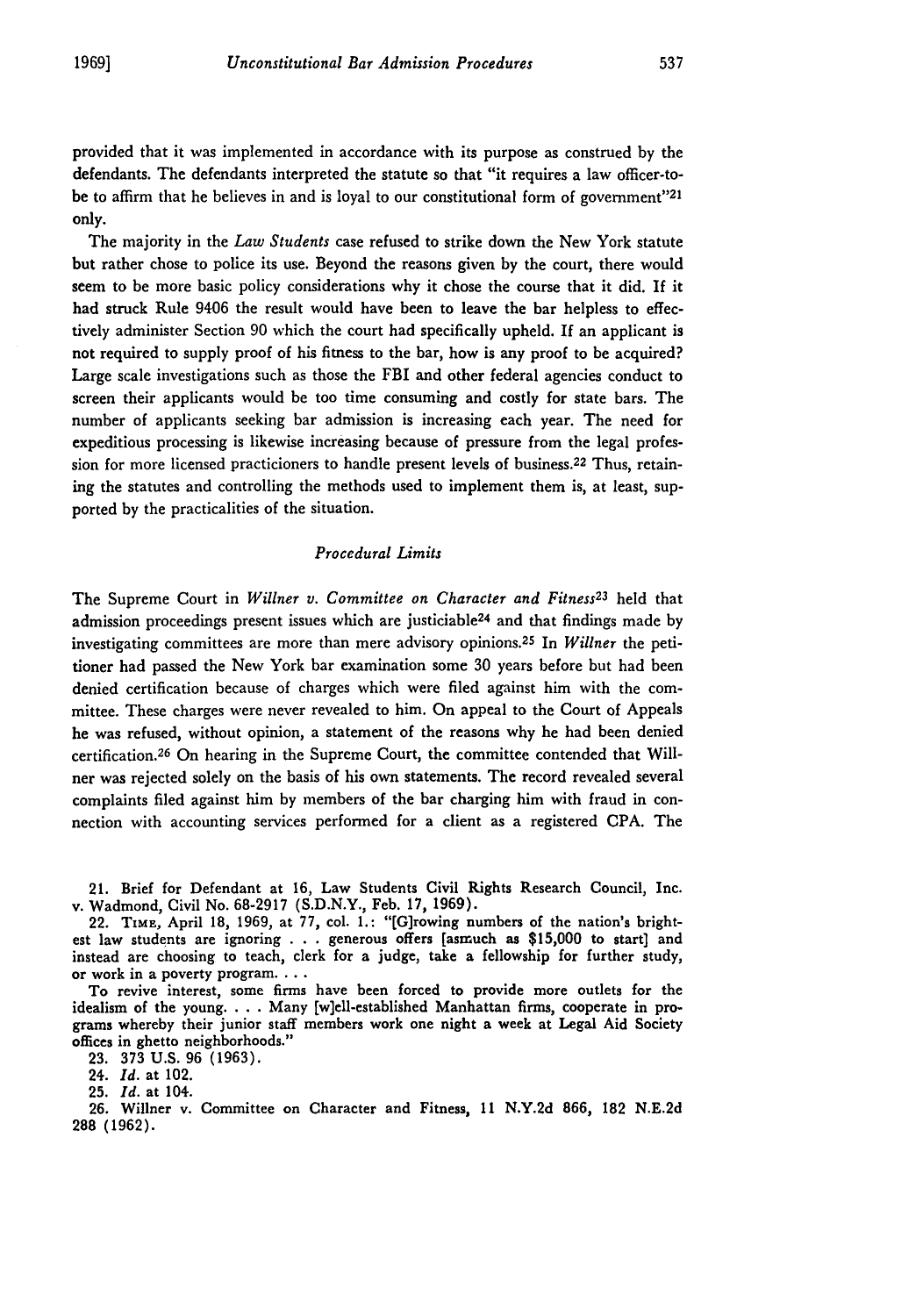provided that it was implemented in accordance with its purpose as construed by the defendants. The defendants interpreted the statute so that "it requires a law officer-to-be to affirm that he believes in and is loyal to our constitutional form of government"[21] only.

The majority in the *Law Students* case refused to strike down the New York statute but rather chose to police its use. Beyond the reasons given by the court, there would seem to be more basic policy considerations why it chose the course that it did. If it had struck Rule 9406 the result would have been to leave the bar helpless to effectively administer Section 90 which the court had specifically upheld. If an applicant is not required to supply proof of his fitness to the bar, how is any proof to be acquired? Large scale investigations such as those the FBI and other federal agencies conduct to screen their applicants would be too time consuming and costly for state bars. The number of applicants seeking bar admission is increasing each year. The need for expeditious processing is likewise increasing because of pressure from the legal profession for more licensed practicioners to handle present levels of business.[22] Thus, retaining the statutes and controlling the methods used to implement them is, at least, supported by the practicalities of the situation.

### *Procedural Limits*

The Supreme Court in *Willner v. Committee on Character and Fitness*[23] held that admission proceedings present issues which are justiciable[24] and that findings made by investigating committees are more than mere advisory opinions.[25] In *Willner* the petitioner had passed the New York bar examination some 30 years before but had been denied certification because of charges which were filed against him with the committee. These charges were never revealed to him. On appeal to the Court of Appeals he was refused, without opinion, a statement of the reasons why he had been denied certification.[26] On hearing in the Supreme Court, the committee contended that Willner was rejected solely on the basis of his own statements. The record revealed several complaints filed against him by members of the bar charging him with fraud in connection with accounting services performed for a client as a registered CPA. The

---

21. Brief for Defendant at 16, Law Students Civil Rights Research Council, Inc. v. Wadmond, Civil No. 68-2917 (S.D.N.Y., Feb. 17, 1969).

22. TIME, April 18, 1969, at 77, col. 1.: "[G]rowing numbers of the nation's brightest law students are ignoring . . . generous offers [asmuch as $15,000 to start] and instead are choosing to teach, clerk for a judge, take a fellowship for further study, or work in a poverty program. . . .

To revive interest, some firms have been forced to provide more outlets for the idealism of the young. . . . Many [w]ell-established Manhattan firms, cooperate in programs whereby their junior staff members work one night a week at Legal Aid Society offices in ghetto neighborhoods."

23. 373 U.S. 96 (1963).

24. *Id.* at 102.

25. *Id.* at 104.

26. Willner v. Committee on Character and Fitness, 11 N.Y.2d 866, 182 N.E.2d 288 (1962).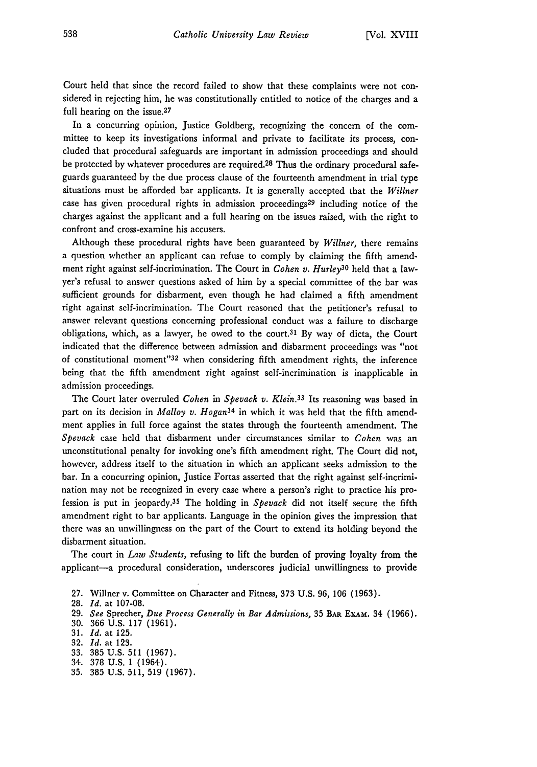Court held that since the record failed to show that these complaints were not considered in rejecting him, he was constitutionally entitled to notice of the charges and a full hearing on the issue.[27]

In a concurring opinion, Justice Goldberg, recognizing the concern of the committee to keep its investigations informal and private to facilitate its process, concluded that procedural safeguards are important in admission proceedings and should be protected by whatever procedures are required.[28] Thus the ordinary procedural safeguards guaranteed by the due process clause of the fourteenth amendment in trial type situations must be afforded bar applicants. It is generally accepted that the *Willner* case has given procedural rights in admission proceedings[29] including notice of the charges against the applicant and a full hearing on the issues raised, with the right to confront and cross-examine his accusers.

Although these procedural rights have been guaranteed by *Willner,* there remains a question whether an applicant can refuse to comply by claiming the fifth amendment right against self-incrimination. The Court in *Cohen v. Hurley*[30] held that a lawyer's refusal to answer questions asked of him by a special committee of the bar was sufficient grounds for disbarment, even though he had claimed a fifth amendment right against self-incrimination. The Court reasoned that the petitioner's refusal to answer relevant questions concerning professional conduct was a failure to discharge obligations, which, as a lawyer, he owed to the court.[31] By way of dicta, the Court indicated that the difference between admission and disbarment proceedings was "not of constitutional moment"[32] when considering fifth amendment rights, the inference being that the fifth amendment right against self-incrimination is inapplicable in admission proceedings.

The Court later overruled *Cohen* in *Spevack v. Klein.*[33] Its reasoning was based in part on its decision in *Malloy v. Hogan*[34] in which it was held that the fifth amendment applies in full force against the states through the fourteenth amendment. The *Spevack* case held that disbarment under circumstances similar to *Cohen* was an unconstitutional penalty for invoking one's fifth amendment right. The Court did not, however, address itself to the situation in which an applicant seeks admission to the bar. In a concurring opinion, Justice Fortas asserted that the right against self-incrimination may not be recognized in every case where a person's right to practice his profession is put in jeopardy.[35] The holding in *Spevack* did not itself secure the fifth amendment right to bar applicants. Language in the opinion gives the impression that there was an unwillingness on the part of the Court to extend its holding beyond the disbarment situation.

The court in *Law Students,* refusing to lift the burden of proving loyalty from the applicant—a procedural consideration, underscores judicial unwillingness to provide

27. Willner v. Committee on Character and Fitness, 373 U.S. 96, 106 (1963).
28. *Id.* at 107-08.
29. *See* Sprecher, *Due Process Generally in Bar Admissions,* 35 BAR EXAM. 34 (1966).
30. 366 U.S. 117 (1961).
31. *Id.* at 125.
32. *Id.* at 123.
33. 385 U.S. 511 (1967).
34. 378 U.S. 1 (1964).
35. 385 U.S. 511, 519 (1967).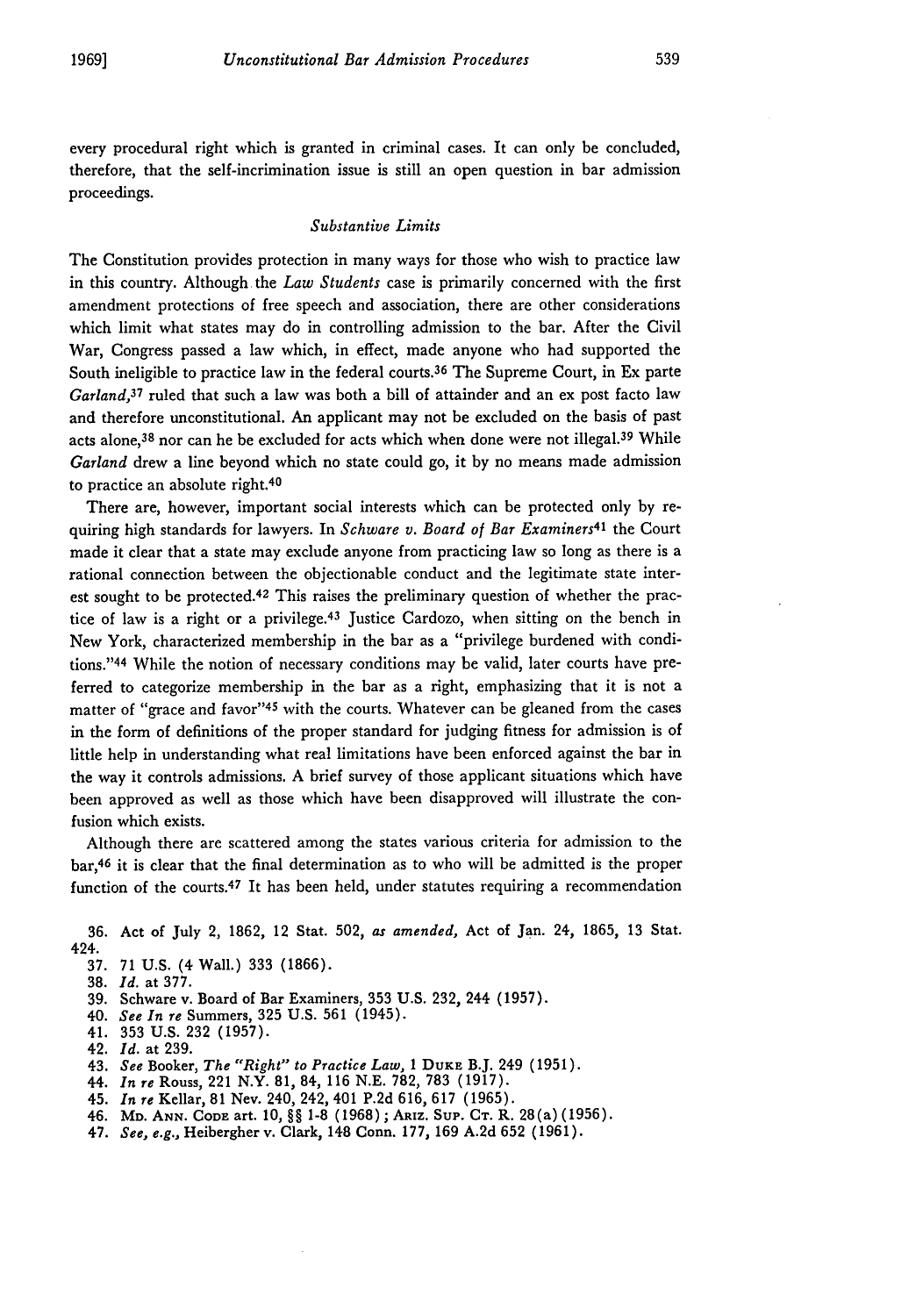every procedural right which is granted in criminal cases. It can only be concluded, therefore, that the self-incrimination issue is still an open question in bar admission proceedings.

### *Substantive Limits*

The Constitution provides protection in many ways for those who wish to practice law in this country. Although the *Law Students* case is primarily concerned with the first amendment protections of free speech and association, there are other considerations which limit what states may do in controlling admission to the bar. After the Civil War, Congress passed a law which, in effect, made anyone who had supported the South ineligible to practice law in the federal courts.[36] The Supreme Court, in Ex parte *Garland*,[37] ruled that such a law was both a bill of attainder and an ex post facto law and therefore unconstitutional. An applicant may not be excluded on the basis of past acts alone,[38] nor can he be excluded for acts which when done were not illegal.[39] While *Garland* drew a line beyond which no state could go, it by no means made admission to practice an absolute right.[40]

There are, however, important social interests which can be protected only by requiring high standards for lawyers. In *Schware v. Board of Bar Examiners*[41] the Court made it clear that a state may exclude anyone from practicing law so long as there is a rational connection between the objectionable conduct and the legitimate state interest sought to be protected.[42] This raises the preliminary question of whether the practice of law is a right or a privilege.[43] Justice Cardozo, when sitting on the bench in New York, characterized membership in the bar as a "privilege burdened with conditions."[44] While the notion of necessary conditions may be valid, later courts have preferred to categorize membership in the bar as a right, emphasizing that it is not a matter of "grace and favor"[45] with the courts. Whatever can be gleaned from the cases in the form of definitions of the proper standard for judging fitness for admission is of little help in understanding what real limitations have been enforced against the bar in the way it controls admissions. A brief survey of those applicant situations which have been approved as well as those which have been disapproved will illustrate the confusion which exists.

Although there are scattered among the states various criteria for admission to the bar,[46] it is clear that the final determination as to who will be admitted is the proper function of the courts.[47] It has been held, under statutes requiring a recommendation

36. Act of July 2, 1862, 12 Stat. 502, *as amended*, Act of Jan. 24, 1865, 13 Stat. 424.
37. 71 U.S. (4 Wall.) 333 (1866).
38. *Id.* at 377.
39. Schware v. Board of Bar Examiners, 353 U.S. 232, 244 (1957).
40. *See In re* Summers, 325 U.S. 561 (1945).
41. 353 U.S. 232 (1957).
42. *Id.* at 239.
43. *See* Booker, *The "Right" to Practice Law*, 1 DUKE B.J. 249 (1951).
44. *In re* Rouss, 221 N.Y. 81, 84, 116 N.E. 782, 783 (1917).
45. *In re* Kellar, 81 Nev. 240, 242, 401 P.2d 616, 617 (1965).
46. MD. ANN. CODE art. 10, §§ 1-8 (1968); ARIZ. SUP. CT. R. 28(a) (1956).
47. *See, e.g.*, Heiberger v. Clark, 148 Conn. 177, 169 A.2d 652 (1961).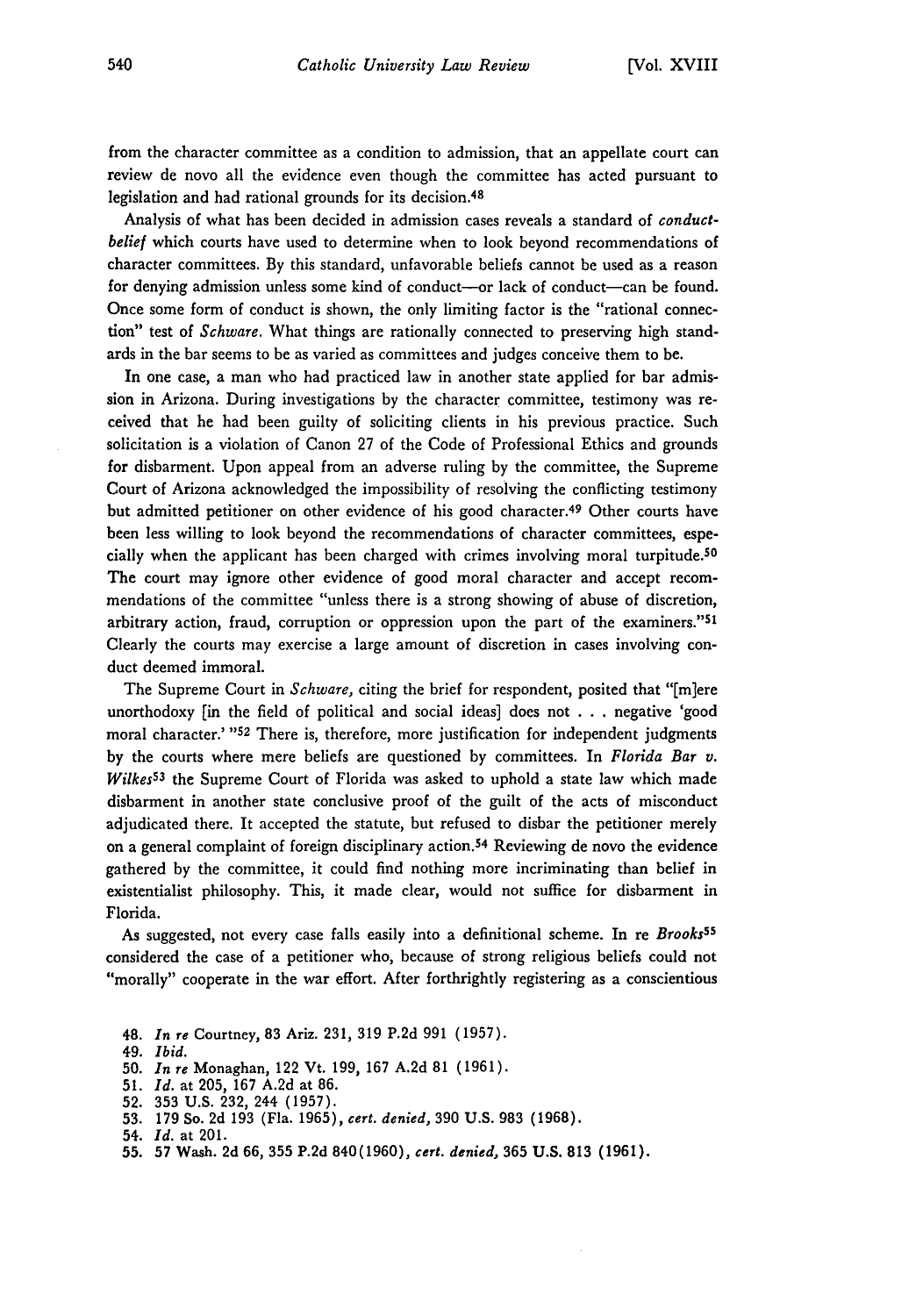from the character committee as a condition to admission, that an appellate court can review de novo all the evidence even though the committee has acted pursuant to legislation and had rational grounds for its decision.[48]

Analysis of what has been decided in admission cases reveals a standard of *conduct-belief* which courts have used to determine when to look beyond recommendations of character committees. By this standard, unfavorable beliefs cannot be used as a reason for denying admission unless some kind of conduct—or lack of conduct—can be found. Once some form of conduct is shown, the only limiting factor is the "rational connection" test of *Schware*. What things are rationally connected to preserving high standards in the bar seems to be as varied as committees and judges conceive them to be.

In one case, a man who had practiced law in another state applied for bar admission in Arizona. During investigations by the character committee, testimony was received that he had been guilty of soliciting clients in his previous practice. Such solicitation is a violation of Canon 27 of the Code of Professional Ethics and grounds for disbarment. Upon appeal from an adverse ruling by the committee, the Supreme Court of Arizona acknowledged the impossibility of resolving the conflicting testimony but admitted petitioner on other evidence of his good character.[49] Other courts have been less willing to look beyond the recommendations of character committees, especially when the applicant has been charged with crimes involving moral turpitude.[50] The court may ignore other evidence of good moral character and accept recommendations of the committee "unless there is a strong showing of abuse of discretion, arbitrary action, fraud, corruption or oppression upon the part of the examiners."[51] Clearly the courts may exercise a large amount of discretion in cases involving conduct deemed immoral.

The Supreme Court in *Schware*, citing the brief for respondent, posited that "[m]ere unorthodoxy [in the field of political and social ideas] does not . . . negative 'good moral character.'"[52] There is, therefore, more justification for independent judgments by the courts where mere beliefs are questioned by committees. In *Florida Bar v. Wilkes*[53] the Supreme Court of Florida was asked to uphold a state law which made disbarment in another state conclusive proof of the guilt of the acts of misconduct adjudicated there. It accepted the statute, but refused to disbar the petitioner merely on a general complaint of foreign disciplinary action.[54] Reviewing de novo the evidence gathered by the committee, it could find nothing more incriminating than belief in existentialist philosophy. This, it made clear, would not suffice for disbarment in Florida.

As suggested, not every case falls easily into a definitional scheme. In re *Brooks*[55] considered the case of a petitioner who, because of strong religious beliefs could not "morally" cooperate in the war effort. After forthrightly registering as a conscientious

48. *In re* Courtney, 83 Ariz. 231, 319 P.2d 991 (1957).
49. *Ibid.*
50. *In re* Monaghan, 122 Vt. 199, 167 A.2d 81 (1961).
51. *Id.* at 205, 167 A.2d at 86.
52. 353 U.S. 232, 244 (1957).
53. 179 So. 2d 193 (Fla. 1965), *cert. denied*, 390 U.S. 983 (1968).
54. *Id.* at 201.
55. 57 Wash. 2d 66, 355 P.2d 840(1960), *cert. denied*, 365 U.S. 813 (1961).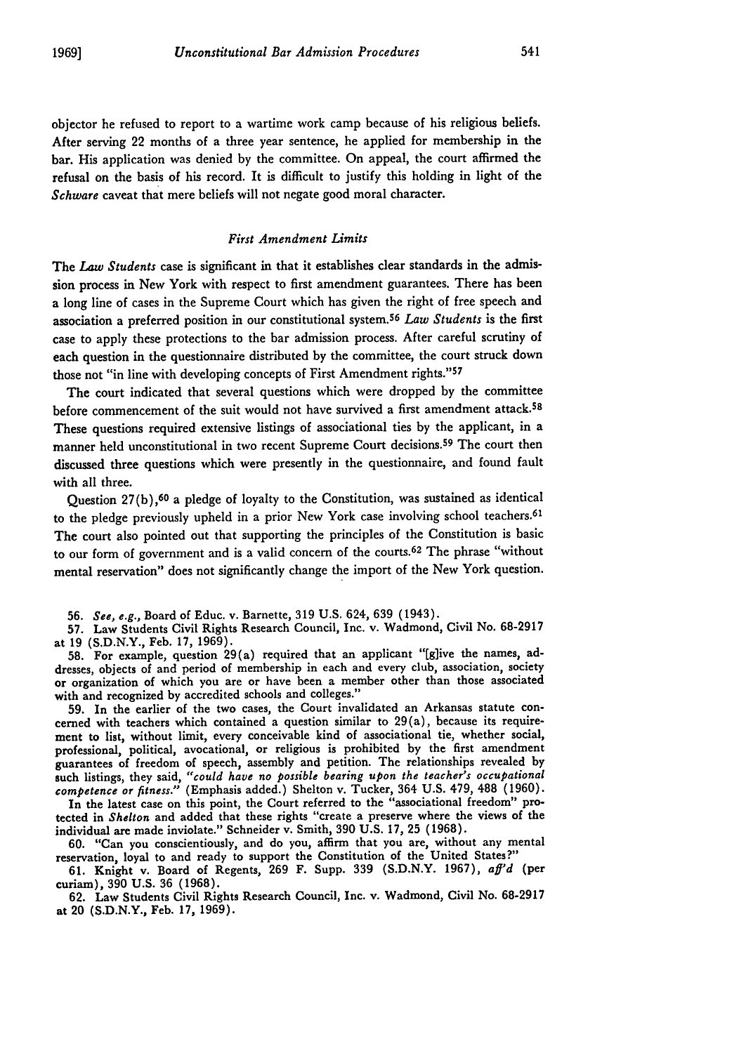objector he refused to report to a wartime work camp because of his religious beliefs. After serving 22 months of a three year sentence, he applied for membership in the bar. His application was denied by the committee. On appeal, the court affirmed the refusal on the basis of his record. It is difficult to justify this holding in light of the *Schware* caveat that mere beliefs will not negate good moral character.

### *First Amendment Limits*

The *Law Students* case is significant in that it establishes clear standards in the admission process in New York with respect to first amendment guarantees. There has been a long line of cases in the Supreme Court which has given the right of free speech and association a preferred position in our constitutional system.[56] *Law Students* is the first case to apply these protections to the bar admission process. After careful scrutiny of each question in the questionnaire distributed by the committee, the court struck down those not "in line with developing concepts of First Amendment rights."[57]

The court indicated that several questions which were dropped by the committee before commencement of the suit would not have survived a first amendment attack.[58] These questions required extensive listings of associational ties by the applicant, in a manner held unconstitutional in two recent Supreme Court decisions.[59] The court then discussed three questions which were presently in the questionnaire, and found fault with all three.

Question 27(b),[60] a pledge of loyalty to the Constitution, was sustained as identical to the pledge previously upheld in a prior New York case involving school teachers.[61] The court also pointed out that supporting the principles of the Constitution is basic to our form of government and is a valid concern of the courts.[62] The phrase "without mental reservation" does not significantly change the import of the New York question.

56. *See, e.g.*, Board of Educ. v. Barnette, 319 U.S. 624, 639 (1943).

57. Law Students Civil Rights Research Council, Inc. v. Wadmond, Civil No. 68-2917 at 19 (S.D.N.Y., Feb. 17, 1969).

58. For example, question 29(a) required that an applicant "[g]ive the names, addresses, objects of and period of membership in each and every club, association, society or organization of which you are or have been a member other than those associated with and recognized by accredited schools and colleges."

59. In the earlier of the two cases, the Court invalidated an Arkansas statute concerned with teachers which contained a question similar to 29(a), because its requirement to list, without limit, every conceivable kind of associational tie, whether social, professional, political, avocational, or religious is prohibited by the first amendment guarantees of freedom of speech, assembly and petition. The relationships revealed by such listings, they said, *"could have no possible bearing upon the teacher's occupational competence or fitness."* (Emphasis added.) Shelton v. Tucker, 364 U.S. 479, 488 (1960).

In the latest case on this point, the Court referred to the "associational freedom" protected in *Shelton* and added that these rights "create a preserve where the views of the individual are made inviolate." Schneider v. Smith, 390 U.S. 17, 25 (1968).

60. "Can you conscientiously, and do you, affirm that you are, without any mental reservation, loyal to and ready to support the Constitution of the United States?"

61. Knight v. Board of Regents, 269 F. Supp. 339 (S.D.N.Y. 1967), *aff'd* (per curiam), 390 U.S. 36 (1968).

62. Law Students Civil Rights Research Council, Inc. v. Wadmond, Civil No. 68-2917 at 20 (S.D.N.Y., Feb. 17, 1969).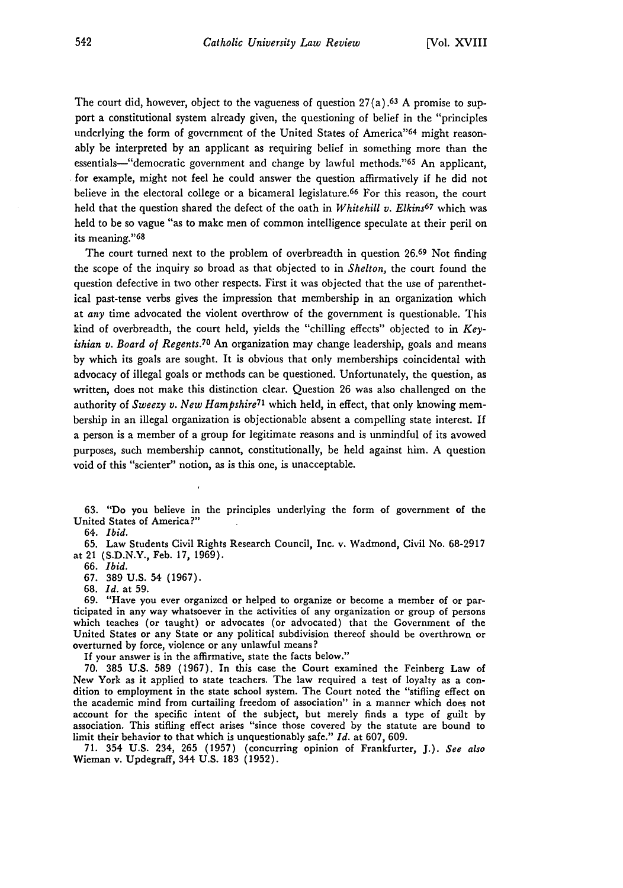The court did, however, object to the vagueness of question 27(a).[63] A promise to support a constitutional system already given, the questioning of belief in the "principles underlying the form of government of the United States of America"[64] might reasonably be interpreted by an applicant as requiring belief in something more than the essentials—"democratic government and change by lawful methods."[65] An applicant, for example, might not feel he could answer the question affirmatively if he did not believe in the electoral college or a bicameral legislature.[66] For this reason, the court held that the question shared the defect of the oath in *Whitehill v. Elkins*[67] which was held to be so vague "as to make men of common intelligence speculate at their peril on its meaning."[68]

The court turned next to the problem of overbreadth in question 26.[69] Not finding the scope of the inquiry so broad as that objected to in *Shelton,* the court found the question defective in two other respects. First it was objected that the use of parenthetical past-tense verbs gives the impression that membership in an organization which at *any* time advocated the violent overthrow of the government is questionable. This kind of overbreadth, the court held, yields the "chilling effects" objected to in *Keyishian v. Board of Regents.*[70] An organization may change leadership, goals and means by which its goals are sought. It is obvious that only memberships coincidental with advocacy of illegal goals or methods can be questioned. Unfortunately, the question, as written, does not make this distinction clear. Question 26 was also challenged on the authority of *Sweezy v. New Hampshire*[71] which held, in effect, that only knowing membership in an illegal organization is objectionable absent a compelling state interest. If a person is a member of a group for legitimate reasons and is unmindful of its avowed purposes, such membership cannot, constitutionally, be held against him. A question void of this "scienter" notion, as is this one, is unacceptable.

---

63. "Do you believe in the principles underlying the form of government of the United States of America?"

64. *Ibid.*

65. Law Students Civil Rights Research Council, Inc. v. Wadmond, Civil No. 68-2917 at 21 (S.D.N.Y., Feb. 17, 1969).

66. *Ibid.*

67. 389 U.S. 54 (1967).

68. *Id.* at 59.

69. "Have you ever organized or helped to organize or become a member of or participated in any way whatsoever in the activities of any organization or group of persons which teaches (or taught) or advocates (or advocated) that the Government of the United States or any State or any political subdivision thereof should be overthrown or overturned by force, violence or any unlawful means?

If your answer is in the affirmative, state the facts below."

70. 385 U.S. 589 (1967). In this case the Court examined the Feinberg Law of New York as it applied to state teachers. The law required a test of loyalty as a condition to employment in the state school system. The Court noted the "stifling effect on the academic mind from curtailing freedom of association" in a manner which does not account for the specific intent of the subject, but merely finds a type of guilt by association. This stifling effect arises "since those covered by the statute are bound to limit their behavior to that which is unquestionably safe." *Id.* at 607, 609.

71. 354 U.S. 234, 265 (1957) (concurring opinion of Frankfurter, J.). *See also* Wieman v. Updegraff, 344 U.S. 183 (1952).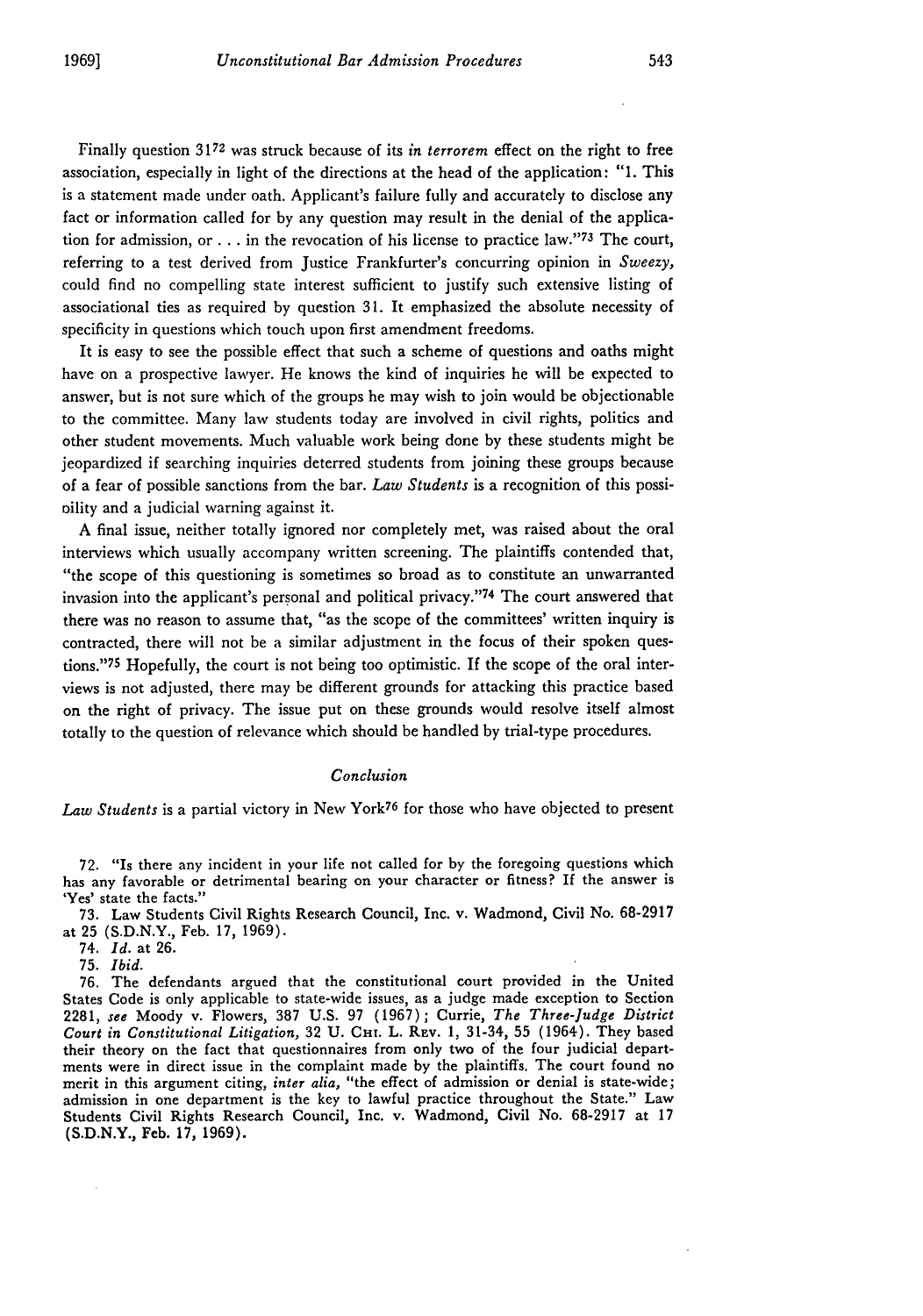Finally question 31[72] was struck because of its *in terrorem* effect on the right to free association, especially in light of the directions at the head of the application: "1. This is a statement made under oath. Applicant's failure fully and accurately to disclose any fact or information called for by any question may result in the denial of the application for admission, or . . . in the revocation of his license to practice law."[73] The court, referring to a test derived from Justice Frankfurter's concurring opinion in *Sweezy,* could find no compelling state interest sufficient to justify such extensive listing of associational ties as required by question 31. It emphasized the absolute necessity of specificity in questions which touch upon first amendment freedoms.

It is easy to see the possible effect that such a scheme of questions and oaths might have on a prospective lawyer. He knows the kind of inquiries he will be expected to answer, but is not sure which of the groups he may wish to join would be objectionable to the committee. Many law students today are involved in civil rights, politics and other student movements. Much valuable work being done by these students might be jeopardized if searching inquiries deterred students from joining these groups because of a fear of possible sanctions from the bar. *Law Students* is a recognition of this possibility and a judicial warning against it.

A final issue, neither totally ignored nor completely met, was raised about the oral interviews which usually accompany written screening. The plaintiffs contended that, "the scope of this questioning is sometimes so broad as to constitute an unwarranted invasion into the applicant's personal and political privacy."[74] The court answered that there was no reason to assume that, "as the scope of the committees' written inquiry is contracted, there will not be a similar adjustment in the focus of their spoken questions."[75] Hopefully, the court is not being too optimistic. If the scope of the oral interviews is not adjusted, there may be different grounds for attacking this practice based on the right of privacy. The issue put on these grounds would resolve itself almost totally to the question of relevance which should be handled by trial-type procedures.

### *Conclusion*

*Law Students* is a partial victory in New York[76] for those who have objected to present

---

72. "Is there any incident in your life not called for by the foregoing questions which has any favorable or detrimental bearing on your character or fitness? If the answer is 'Yes' state the facts."

73. Law Students Civil Rights Research Council, Inc. v. Wadmond, Civil No. 68-2917 at 25 (S.D.N.Y., Feb. 17, 1969).

74. *Id.* at 26.

75. *Ibid.*

76. The defendants argued that the constitutional court provided in the United States Code is only applicable to state-wide issues, as a judge made exception to Section 2281, *see* Moody v. Flowers, 387 U.S. 97 (1967); Currie, *The Three-Judge District Court in Constitutional Litigation,* 32 U. Chi. L. Rev. 1, 31-34, 55 (1964). They based their theory on the fact that questionnaires from only two of the four judicial departments were in direct issue in the complaint made by the plaintiffs. The court found no merit in this argument citing, *inter alia,* "the effect of admission or denial is state-wide; admission in one department is the key to lawful practice throughout the State." Law Students Civil Rights Research Council, Inc. v. Wadmond, Civil No. 68-2917 at 17 (S.D.N.Y., Feb. 17, 1969).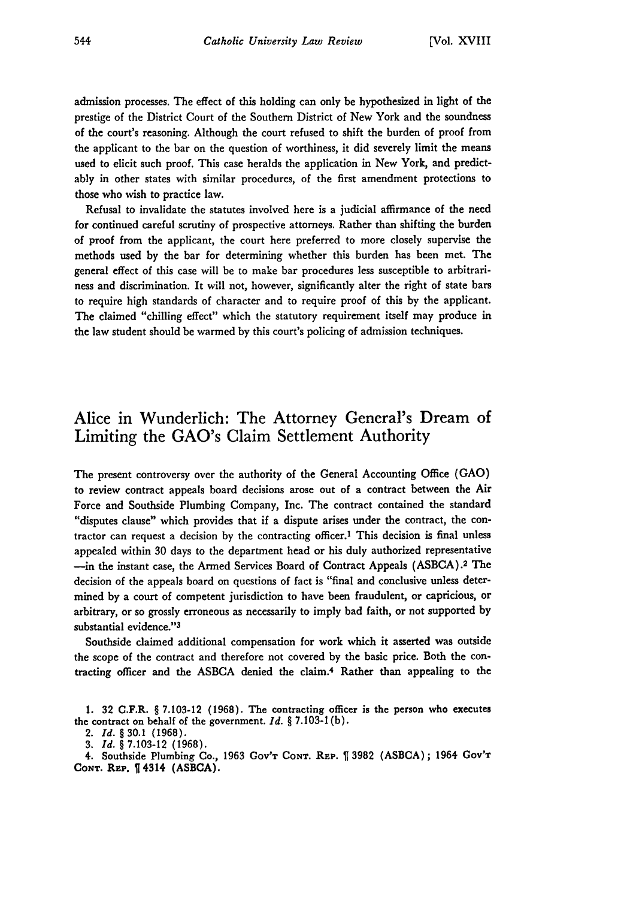admission processes. The effect of this holding can only be hypothesized in light of the prestige of the District Court of the Southern District of New York and the soundness of the court's reasoning. Although the court refused to shift the burden of proof from the applicant to the bar on the question of worthiness, it did severely limit the means used to elicit such proof. This case heralds the application in New York, and predictably in other states with similar procedures, of the first amendment protections to those who wish to practice law.

Refusal to invalidate the statutes involved here is a judicial affirmance of the need for continued careful scrutiny of prospective attorneys. Rather than shifting the burden of proof from the applicant, the court here preferred to more closely supervise the methods used by the bar for determining whether this burden has been met. The general effect of this case will be to make bar procedures less susceptible to arbitrariness and discrimination. It will not, however, significantly alter the right of state bars to require high standards of character and to require proof of this by the applicant. The claimed "chilling effect" which the statutory requirement itself may produce in the law student should be warmed by this court's policing of admission techniques.

## Alice in Wunderlich: The Attorney General's Dream of Limiting the GAO's Claim Settlement Authority

The present controversy over the authority of the General Accounting Office (GAO) to review contract appeals board decisions arose out of a contract between the Air Force and Southside Plumbing Company, Inc. The contract contained the standard "disputes clause" which provides that if a dispute arises under the contract, the contractor can request a decision by the contracting officer.[1] This decision is final unless appealed within 30 days to the department head or his duly authorized representative —in the instant case, the Armed Services Board of Contract Appeals (ASBCA).[2] The decision of the appeals board on questions of fact is "final and conclusive unless determined by a court of competent jurisdiction to have been fraudulent, or capricious, or arbitrary, or so grossly erroneous as necessarily to imply bad faith, or not supported by substantial evidence."[3]

Southside claimed additional compensation for work which it asserted was outside the scope of the contract and therefore not covered by the basic price. Both the contracting officer and the ASBCA denied the claim.[4] Rather than appealing to the

1. 32 C.F.R. § 7.103-12 (1968). The contracting officer is the person who executes the contract on behalf of the government. *Id.* § 7.103-1(b).

2. *Id.* § 30.1 (1968).

3. *Id.* § 7.103-12 (1968).

4. Southside Plumbing Co., 1963 Gov'T CONT. REP. ¶ 3982 (ASBCA); 1964 Gov'T CONT. REP. ¶ 4314 (ASBCA).